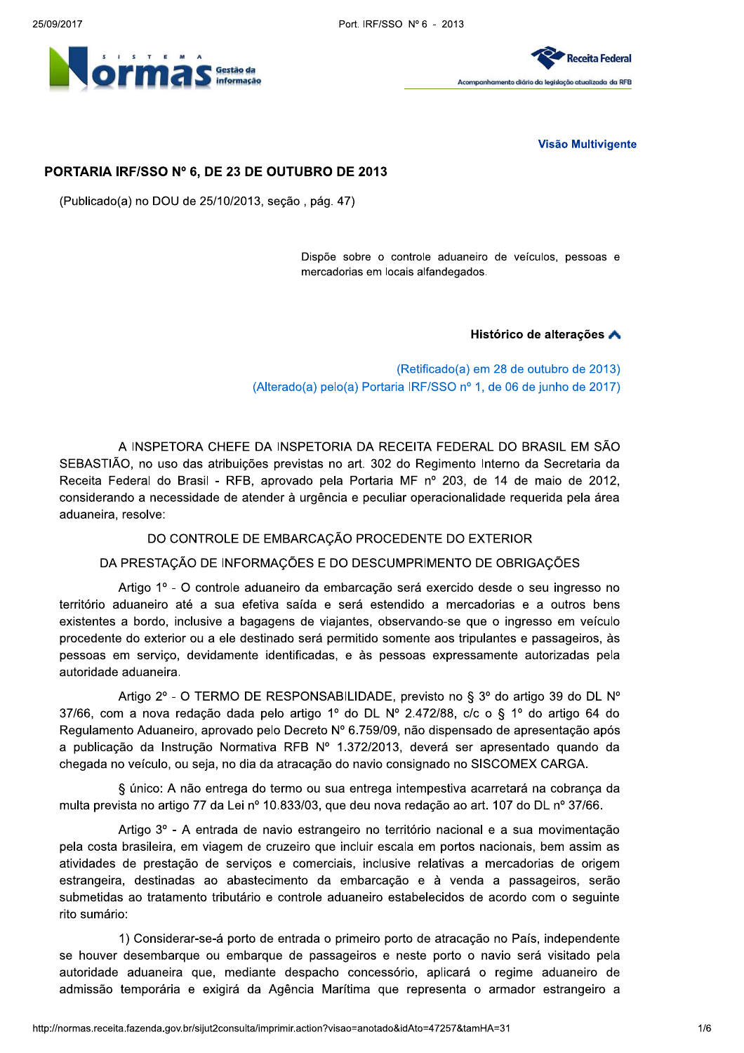Visão Multivigente

# PORTARIA IRF/SSO Nº 6, DE 23 DE OUTUBRO DE 2013

(Publicado(a) no DOU de 25/10/2013, seção , pág. 47)

Dispõe sobre o controle aduaneiro de veículos, pessoas e mercadorias em locais alfandegados.

**Histórico de alterações**

(Retificado(a) em 28 de outubro de 2013)
(Alterado(a) pelo(a) Portaria IRF/SSO nº 1, de 06 de junho de 2017)

A INSPETORA CHEFE DA INSPETORIA DA RECEITA FEDERAL DO BRASIL EM SÃO SEBASTIÃO, no uso das atribuições previstas no art. 302 do Regimento Interno da Secretaria da Receita Federal do Brasil - RFB, aprovado pela Portaria MF nº 203, de 14 de maio de 2012, considerando a necessidade de atender à urgência e peculiar operacionalidade requerida pela área aduaneira, resolve:

DO CONTROLE DE EMBARCAÇÃO PROCEDENTE DO EXTERIOR

DA PRESTAÇÃO DE INFORMAÇÕES E DO DESCUMPRIMENTO DE OBRIGAÇÕES

Artigo 1º - O controle aduaneiro da embarcação será exercido desde o seu ingresso no território aduaneiro até a sua efetiva saída e será estendido a mercadorias e a outros bens existentes a bordo, inclusive a bagagens de viajantes, observando-se que o ingresso em veículo procedente do exterior ou a ele destinado será permitido somente aos tripulantes e passageiros, às pessoas em serviço, devidamente identificadas, e às pessoas expressamente autorizadas pela autoridade aduaneira.

Artigo 2º - O TERMO DE RESPONSABILIDADE, previsto no § 3º do artigo 39 do DL Nº 37/66, com a nova redação dada pelo artigo 1º do DL Nº 2.472/88, c/c o § 1º do artigo 64 do Regulamento Aduaneiro, aprovado pelo Decreto Nº 6.759/09, não dispensado de apresentação após a publicação da Instrução Normativa RFB Nº 1.372/2013, deverá ser apresentado quando da chegada no veículo, ou seja, no dia da atracação do navio consignado no SISCOMEX CARGA.

§ único: A não entrega do termo ou sua entrega intempestiva acarretará na cobrança da multa prevista no artigo 77 da Lei nº 10.833/03, que deu nova redação ao art. 107 do DL nº 37/66.

Artigo 3º - A entrada de navio estrangeiro no território nacional e a sua movimentação pela costa brasileira, em viagem de cruzeiro que incluir escala em portos nacionais, bem assim as atividades de prestação de serviços e comerciais, inclusive relativas a mercadorias de origem estrangeira, destinadas ao abastecimento da embarcação e à venda a passageiros, serão submetidas ao tratamento tributário e controle aduaneiro estabelecidos de acordo com o seguinte rito sumário:

1) Considerar-se-á porto de entrada o primeiro porto de atracação no País, independente se houver desembarque ou embarque de passageiros e neste porto o navio será visitado pela autoridade aduaneira que, mediante despacho concessório, aplicará o regime aduaneiro de admissão temporária e exigirá da Agência Marítima que representa o armador estrangeiro a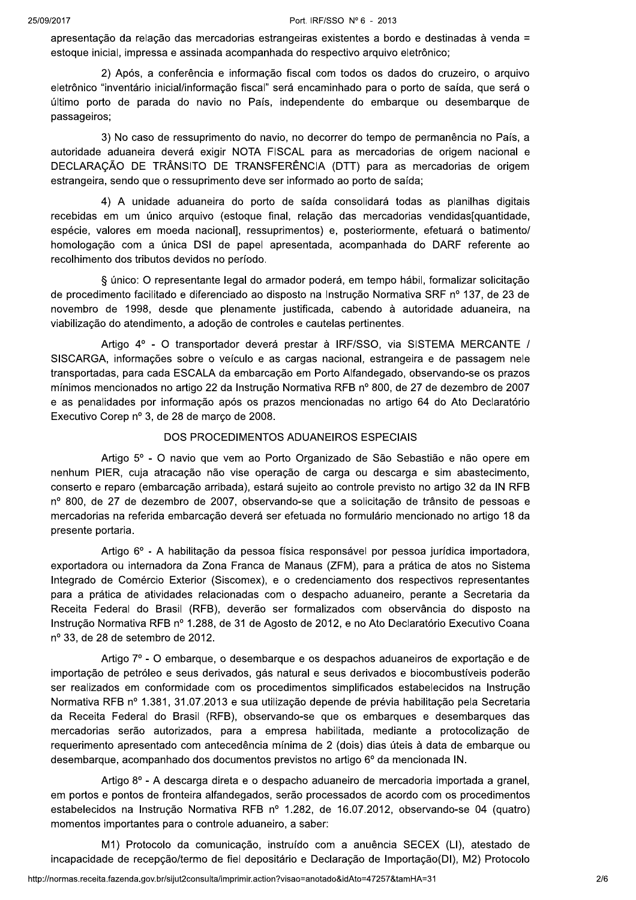apresentação da relação das mercadorias estrangeiras existentes a bordo e destinadas à venda = estoque inicial, impressa e assinada acompanhada do respectivo arquivo eletrônico;

2) Após, a conferência e informação fiscal com todos os dados do cruzeiro, o arquivo eletrônico "inventário inicial/informação fiscal" será encaminhado para o porto de saída, que será o último porto de parada do navio no País, independente do embarque ou desembarque de passageiros;

3) No caso de ressuprimento do navio, no decorrer do tempo de permanência no País, a autoridade aduaneira deverá exigir NOTA FISCAL para as mercadorias de origem nacional e DECLARAÇÃO DE TRÂNSITO DE TRANSFERÊNCIA (DTT) para as mercadorias de origem estrangeira, sendo que o ressuprimento deve ser informado ao porto de saída;

4) A unidade aduaneira do porto de saída consolidará todas as planilhas digitais recebidas em um único arquivo (estoque final, relação das mercadorias vendidas[quantidade, espécie, valores em moeda nacional], ressuprimentos) e, posteriormente, efetuará o batimento/ homologação com a única DSI de papel apresentada, acompanhada do DARF referente ao recolhimento dos tributos devidos no período.

§ único: O representante legal do armador poderá, em tempo hábil, formalizar solicitação de procedimento facilitado e diferenciado ao disposto na Instrução Normativa SRF nº 137, de 23 de novembro de 1998, desde que plenamente justificada, cabendo à autoridade aduaneira, na viabilização do atendimento, a adoção de controles e cautelas pertinentes.

Artigo 4º - O transportador deverá prestar à IRF/SSO, via SISTEMA MERCANTE / SISCARGA, informações sobre o veículo e as cargas nacional, estrangeira e de passagem nele transportadas, para cada ESCALA da embarcação em Porto Alfandegado, observando-se os prazos mínimos mencionados no artigo 22 da Instrução Normativa RFB nº 800, de 27 de dezembro de 2007 e as penalidades por informação após os prazos mencionadas no artigo 64 do Ato Declaratório Executivo Corep nº 3, de 28 de março de 2008.

## DOS PROCEDIMENTOS ADUANEIROS ESPECIAIS

Artigo 5º - O navio que vem ao Porto Organizado de São Sebastião e não opere em nenhum PIER, cuja atracação não vise operação de carga ou descarga e sim abastecimento, conserto e reparo (embarcação arribada), estará sujeito ao controle previsto no artigo 32 da IN RFB nº 800, de 27 de dezembro de 2007, observando-se que a solicitação de trânsito de pessoas e mercadorias na referida embarcação deverá ser efetuada no formulário mencionado no artigo 18 da presente portaria.

Artigo 6º - A habilitação da pessoa física responsável por pessoa jurídica importadora, exportadora ou internadora da Zona Franca de Manaus (ZFM), para a prática de atos no Sistema Integrado de Comércio Exterior (Siscomex), e o credenciamento dos respectivos representantes para a prática de atividades relacionadas com o despacho aduaneiro, perante a Secretaria da Receita Federal do Brasil (RFB), deverão ser formalizados com observância do disposto na Instrução Normativa RFB nº 1.288, de 31 de Agosto de 2012, e no Ato Declaratório Executivo Coana nº 33, de 28 de setembro de 2012.

Artigo 7º - O embarque, o desembarque e os despachos aduaneiros de exportação e de importação de petróleo e seus derivados, gás natural e seus derivados e biocombustíveis poderão ser realizados em conformidade com os procedimentos simplificados estabelecidos na Instrução Normativa RFB nº 1.381, 31.07.2013 e sua utilização depende de prévia habilitação pela Secretaria da Receita Federal do Brasil (RFB), observando-se que os embarques e desembarques das mercadorias serão autorizados, para a empresa habilitada, mediante a protocolização de requerimento apresentado com antecedência mínima de 2 (dois) dias úteis à data de embarque ou desembarque, acompanhado dos documentos previstos no artigo 6º da mencionada IN.

Artigo 8º - A descarga direta e o despacho aduaneiro de mercadoria importada a granel, em portos e pontos de fronteira alfandegados, serão processados de acordo com os procedimentos estabelecidos na Instrução Normativa RFB nº 1.282, de 16.07.2012, observando-se 04 (quatro) momentos importantes para o controle aduaneiro, a saber:

M1) Protocolo da comunicação, instruído com a anuência SECEX (LI), atestado de incapacidade de recepção/termo de fiel depositário e Declaração de Importação(DI), M2) Protocolo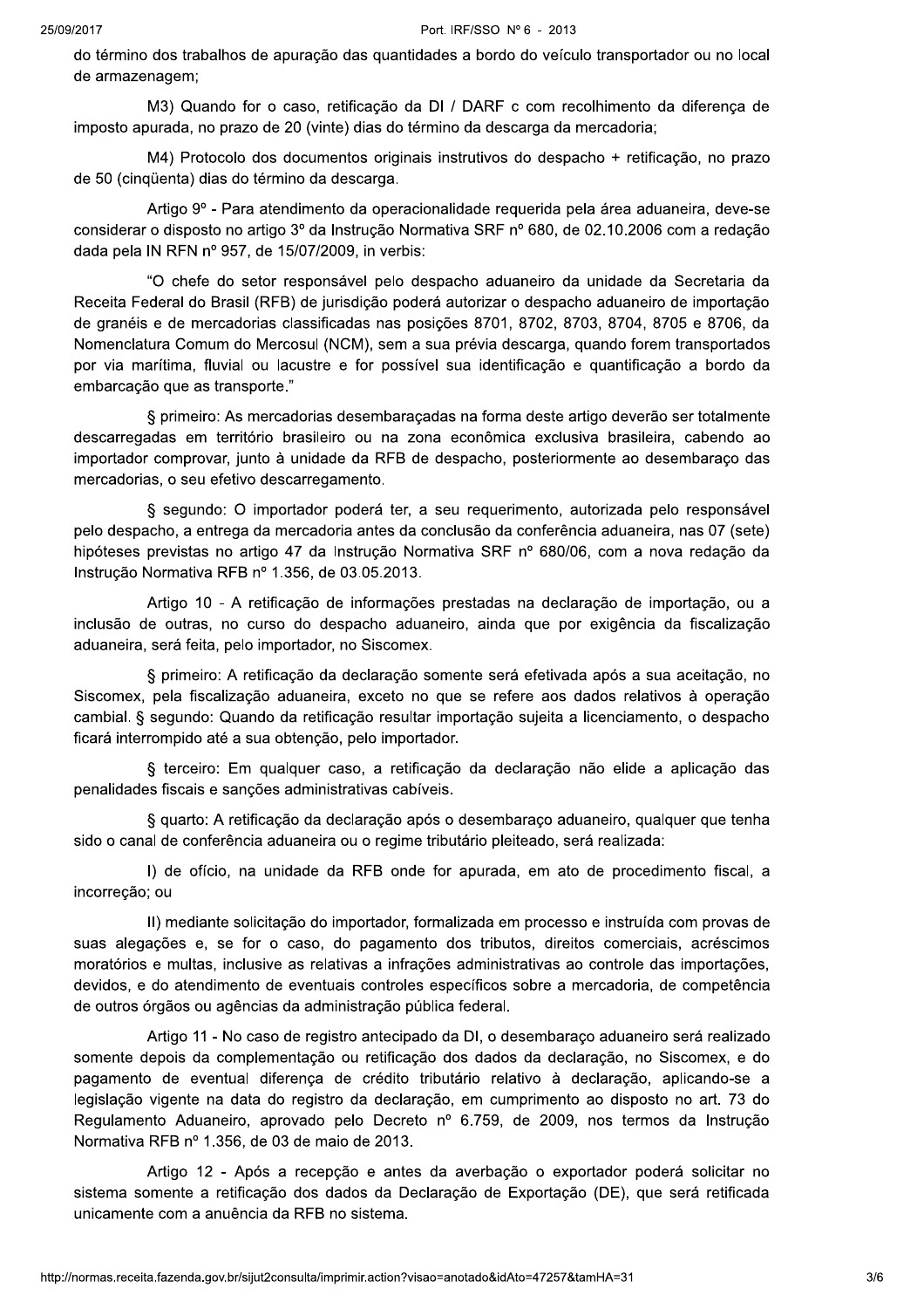do término dos trabalhos de apuração das quantidades a bordo do veículo transportador ou no local de armazenagem;

M3) Quando for o caso, retificação da DI / DARF c com recolhimento da diferença de imposto apurada, no prazo de 20 (vinte) dias do término da descarga da mercadoria;

M4) Protocolo dos documentos originais instrutivos do despacho + retificação, no prazo de 50 (cinqüenta) dias do término da descarga.

Artigo 9º - Para atendimento da operacionalidade requerida pela área aduaneira, deve-se considerar o disposto no artigo 3º da Instrução Normativa SRF nº 680, de 02.10.2006 com a redação dada pela IN RFN nº 957, de 15/07/2009, in verbis:

"O chefe do setor responsável pelo despacho aduaneiro da unidade da Secretaria da Receita Federal do Brasil (RFB) de jurisdição poderá autorizar o despacho aduaneiro de importação de granéis e de mercadorias classificadas nas posições 8701, 8702, 8703, 8704, 8705 e 8706, da Nomenclatura Comum do Mercosul (NCM), sem a sua prévia descarga, quando forem transportados por via marítima, fluvial ou lacustre e for possível sua identificação e quantificação a bordo da embarcação que as transporte."

§ primeiro: As mercadorias desembaraçadas na forma deste artigo deverão ser totalmente descarregadas em território brasileiro ou na zona econômica exclusiva brasileira, cabendo ao importador comprovar, junto à unidade da RFB de despacho, posteriormente ao desembaraço das mercadorias, o seu efetivo descarregamento.

§ segundo: O importador poderá ter, a seu requerimento, autorizada pelo responsável pelo despacho, a entrega da mercadoria antes da conclusão da conferência aduaneira, nas 07 (sete) hipóteses previstas no artigo 47 da Instrução Normativa SRF nº 680/06, com a nova redação da Instrução Normativa RFB nº 1.356, de 03.05.2013.

Artigo 10 - A retificação de informações prestadas na declaração de importação, ou a inclusão de outras, no curso do despacho aduaneiro, ainda que por exigência da fiscalização aduaneira, será feita, pelo importador, no Siscomex.

§ primeiro: A retificação da declaração somente será efetivada após a sua aceitação, no Siscomex, pela fiscalização aduaneira, exceto no que se refere aos dados relativos à operação cambial. § segundo: Quando da retificação resultar importação sujeita a licenciamento, o despacho ficará interrompido até a sua obtenção, pelo importador.

§ terceiro: Em qualquer caso, a retificação da declaração não elide a aplicação das penalidades fiscais e sanções administrativas cabíveis.

§ quarto: A retificação da declaração após o desembaraço aduaneiro, qualquer que tenha sido o canal de conferência aduaneira ou o regime tributário pleiteado, será realizada:

I) de ofício, na unidade da RFB onde for apurada, em ato de procedimento fiscal, a incorreção; ou

II) mediante solicitação do importador, formalizada em processo e instruída com provas de suas alegações e, se for o caso, do pagamento dos tributos, direitos comerciais, acréscimos moratórios e multas, inclusive as relativas a infrações administrativas ao controle das importações, devidos, e do atendimento de eventuais controles específicos sobre a mercadoria, de competência de outros órgãos ou agências da administração pública federal.

Artigo 11 - No caso de registro antecipado da DI, o desembaraço aduaneiro será realizado somente depois da complementação ou retificação dos dados da declaração, no Siscomex, e do pagamento de eventual diferença de crédito tributário relativo à declaração, aplicando-se a legislação vigente na data do registro da declaração, em cumprimento ao disposto no art. 73 do Regulamento Aduaneiro, aprovado pelo Decreto nº 6.759, de 2009, nos termos da Instrução Normativa RFB nº 1.356, de 03 de maio de 2013.

Artigo 12 - Após a recepção e antes da averbação o exportador poderá solicitar no sistema somente a retificação dos dados da Declaração de Exportação (DE), que será retificada unicamente com a anuência da RFB no sistema.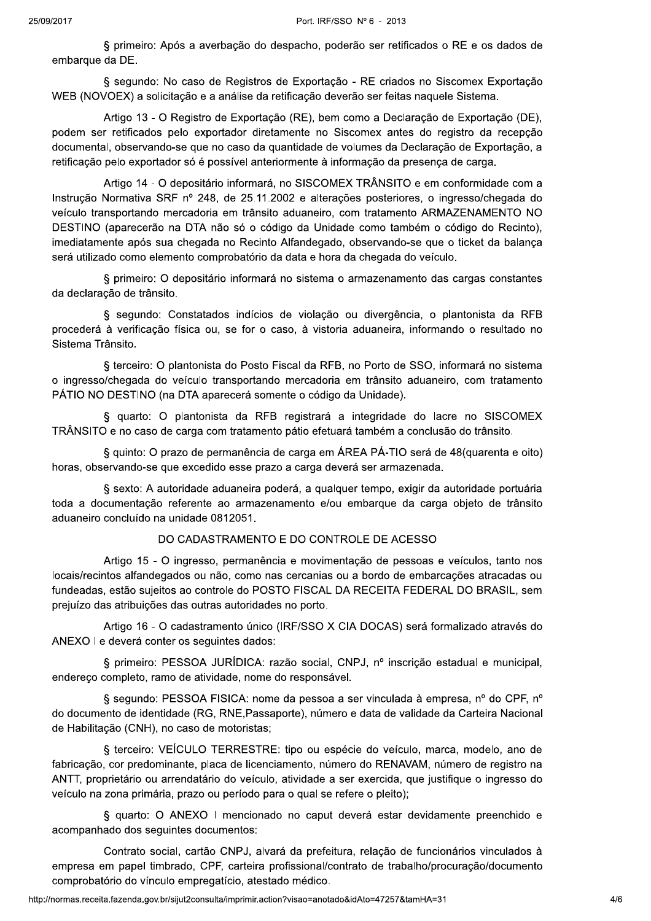§ primeiro: Após a averbação do despacho, poderão ser retificados o RE e os dados de embarque da DE.

§ segundo: No caso de Registros de Exportação - RE criados no Siscomex Exportação WEB (NOVOEX) a solicitação e a análise da retificação deverão ser feitas naquele Sistema.

Artigo 13 - O Registro de Exportação (RE), bem como a Declaração de Exportação (DE), podem ser retificados pelo exportador diretamente no Siscomex antes do registro da recepção documental, observando-se que no caso da quantidade de volumes da Declaração de Exportação, a retificação pelo exportador só é possível anteriormente à informação da presença de carga.

Artigo 14 - O depositário informará, no SISCOMEX TRÂNSITO e em conformidade com a Instrução Normativa SRF nº 248, de 25.11.2002 e alterações posteriores, o ingresso/chegada do veículo transportando mercadoria em trânsito aduaneiro, com tratamento ARMAZENAMENTO NO DESTINO (aparecerão na DTA não só o código da Unidade como também o código do Recinto), imediatamente após sua chegada no Recinto Alfandegado, observando-se que o ticket da balança será utilizado como elemento comprobatório da data e hora da chegada do veículo.

§ primeiro: O depositário informará no sistema o armazenamento das cargas constantes da declaração de trânsito.

§ segundo: Constatados indícios de violação ou divergência, o plantonista da RFB procederá à verificação física ou, se for o caso, à vistoria aduaneira, informando o resultado no Sistema Trânsito.

§ terceiro: O plantonista do Posto Fiscal da RFB, no Porto de SSO, informará no sistema o ingresso/chegada do veículo transportando mercadoria em trânsito aduaneiro, com tratamento PÁTIO NO DESTINO (na DTA aparecerá somente o código da Unidade).

§ quarto: O plantonista da RFB registrará a integridade do lacre no SISCOMEX TRÂNSITO e no caso de carga com tratamento pátio efetuará também a conclusão do trânsito.

§ quinto: O prazo de permanência de carga em ÁREA PÁ-TIO será de 48(quarenta e oito) horas, observando-se que excedido esse prazo a carga deverá ser armazenada.

§ sexto: A autoridade aduaneira poderá, a qualquer tempo, exigir da autoridade portuária toda a documentação referente ao armazenamento e/ou embarque da carga objeto de trânsito aduaneiro concluído na unidade 0812051.

DO CADASTRAMENTO E DO CONTROLE DE ACESSO

Artigo 15 - O ingresso, permanência e movimentação de pessoas e veículos, tanto nos locais/recintos alfandegados ou não, como nas cercanias ou a bordo de embarcações atracadas ou fundeadas, estão sujeitos ao controle do POSTO FISCAL DA RECEITA FEDERAL DO BRASIL, sem prejuízo das atribuições das outras autoridades no porto.

Artigo 16 - O cadastramento único (IRF/SSO X CIA DOCAS) será formalizado através do ANEXO I e deverá conter os seguintes dados:

§ primeiro: PESSOA JURÍDICA: razão social, CNPJ, nº inscrição estadual e municipal, endereço completo, ramo de atividade, nome do responsável.

§ segundo: PESSOA FISICA: nome da pessoa a ser vinculada à empresa, nº do CPF, nº do documento de identidade (RG, RNE,Passaporte), número e data de validade da Carteira Nacional de Habilitação (CNH), no caso de motoristas;

§ terceiro: VEÍCULO TERRESTRE: tipo ou espécie do veículo, marca, modelo, ano de fabricação, cor predominante, placa de licenciamento, número do RENAVAM, número de registro na ANTT, proprietário ou arrendatário do veículo, atividade a ser exercida, que justifique o ingresso do veículo na zona primária, prazo ou período para o qual se refere o pleito);

§ quarto: O ANEXO I mencionado no caput deverá estar devidamente preenchido e acompanhado dos seguintes documentos:

Contrato social, cartão CNPJ, alvará da prefeitura, relação de funcionários vinculados à empresa em papel timbrado, CPF, carteira profissional/contrato de trabalho/procuração/documento comprobatório do vínculo empregatício, atestado médico.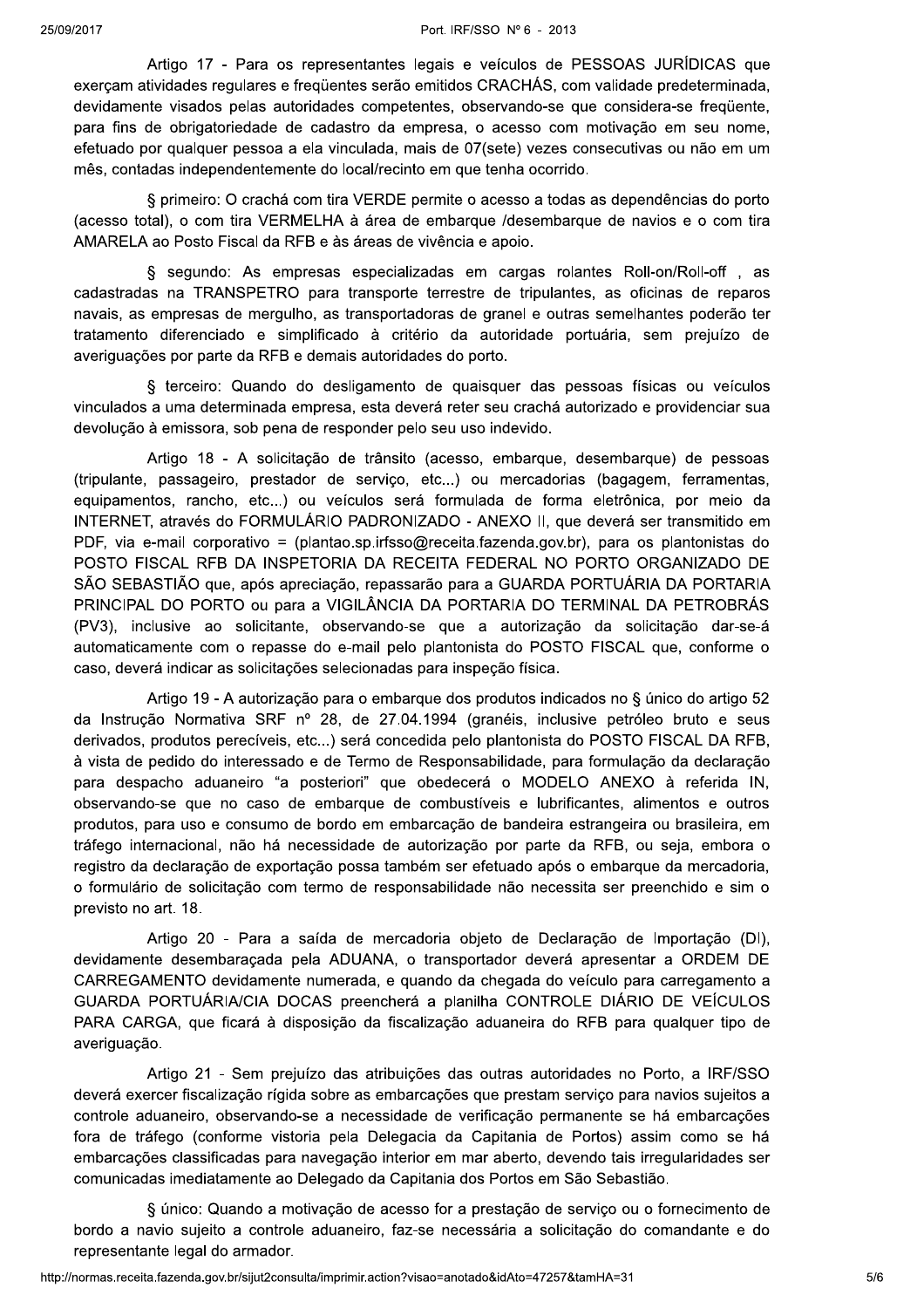Artigo 17 - Para os representantes legais e veículos de PESSOAS JURÍDICAS que exerçam atividades regulares e freqüentes serão emitidos CRACHÁS, com validade predeterminada, devidamente visados pelas autoridades competentes, observando-se que considera-se freqüente, para fins de obrigatoriedade de cadastro da empresa, o acesso com motivação em seu nome, efetuado por qualquer pessoa a ela vinculada, mais de 07(sete) vezes consecutivas ou não em um mês, contadas independentemente do local/recinto em que tenha ocorrido.

§ primeiro: O crachá com tira VERDE permite o acesso a todas as dependências do porto (acesso total), o com tira VERMELHA à área de embarque /desembarque de navios e o com tira AMARELA ao Posto Fiscal da RFB e às áreas de vivência e apoio.

§ segundo: As empresas especializadas em cargas rolantes Roll-on/Roll-off , as cadastradas na TRANSPETRO para transporte terrestre de tripulantes, as oficinas de reparos navais, as empresas de mergulho, as transportadoras de granel e outras semelhantes poderão ter tratamento diferenciado e simplificado à critério da autoridade portuária, sem prejuízo de averiguações por parte da RFB e demais autoridades do porto.

§ terceiro: Quando do desligamento de quaisquer das pessoas físicas ou veículos vinculados a uma determinada empresa, esta deverá reter seu crachá autorizado e providenciar sua devolução à emissora, sob pena de responder pelo seu uso indevido.

Artigo 18 - A solicitação de trânsito (acesso, embarque, desembarque) de pessoas (tripulante, passageiro, prestador de serviço, etc...) ou mercadorias (bagagem, ferramentas, equipamentos, rancho, etc...) ou veículos será formulada de forma eletrônica, por meio da INTERNET, através do FORMULÁRIO PADRONIZADO - ANEXO II, que deverá ser transmitido em PDF, via e-mail corporativo = (plantao.sp.irfsso@receita.fazenda.gov.br), para os plantonistas do POSTO FISCAL RFB DA INSPETORIA DA RECEITA FEDERAL NO PORTO ORGANIZADO DE SÃO SEBASTIÃO que, após apreciação, repassarão para a GUARDA PORTUÁRIA DA PORTARIA PRINCIPAL DO PORTO ou para a VIGILÂNCIA DA PORTARIA DO TERMINAL DA PETROBRÁS (PV3), inclusive ao solicitante, observando-se que a autorização da solicitação dar-se-á automaticamente com o repasse do e-mail pelo plantonista do POSTO FISCAL que, conforme o caso, deverá indicar as solicitações selecionadas para inspeção física.

Artigo 19 - A autorização para o embarque dos produtos indicados no § único do artigo 52 da Instrução Normativa SRF nº 28, de 27.04.1994 (granéis, inclusive petróleo bruto e seus derivados, produtos perecíveis, etc...) será concedida pelo plantonista do POSTO FISCAL DA RFB, à vista de pedido do interessado e de Termo de Responsabilidade, para formulação da declaração para despacho aduaneiro "a posteriori" que obedecerá o MODELO ANEXO à referida IN, observando-se que no caso de embarque de combustíveis e lubrificantes, alimentos e outros produtos, para uso e consumo de bordo em embarcação de bandeira estrangeira ou brasileira, em tráfego internacional, não há necessidade de autorização por parte da RFB, ou seja, embora o registro da declaração de exportação possa também ser efetuado após o embarque da mercadoria, o formulário de solicitação com termo de responsabilidade não necessita ser preenchido e sim o previsto no art. 18.

Artigo 20 - Para a saída de mercadoria objeto de Declaração de Importação (DI), devidamente desembaraçada pela ADUANA, o transportador deverá apresentar a ORDEM DE CARREGAMENTO devidamente numerada, e quando da chegada do veículo para carregamento a GUARDA PORTUÁRIA/CIA DOCAS preencherá a planilha CONTROLE DIÁRIO DE VEÍCULOS PARA CARGA, que ficará à disposição da fiscalização aduaneira do RFB para qualquer tipo de averiguação.

Artigo 21 - Sem prejuízo das atribuições das outras autoridades no Porto, a IRF/SSO deverá exercer fiscalização rígida sobre as embarcações que prestam serviço para navios sujeitos a controle aduaneiro, observando-se a necessidade de verificação permanente se há embarcações fora de tráfego (conforme vistoria pela Delegacia da Capitania de Portos) assim como se há embarcações classificadas para navegação interior em mar aberto, devendo tais irregularidades ser comunicadas imediatamente ao Delegado da Capitania dos Portos em São Sebastião.

§ único: Quando a motivação de acesso for a prestação de serviço ou o fornecimento de bordo a navio sujeito a controle aduaneiro, faz-se necessária a solicitação do comandante e do representante legal do armador.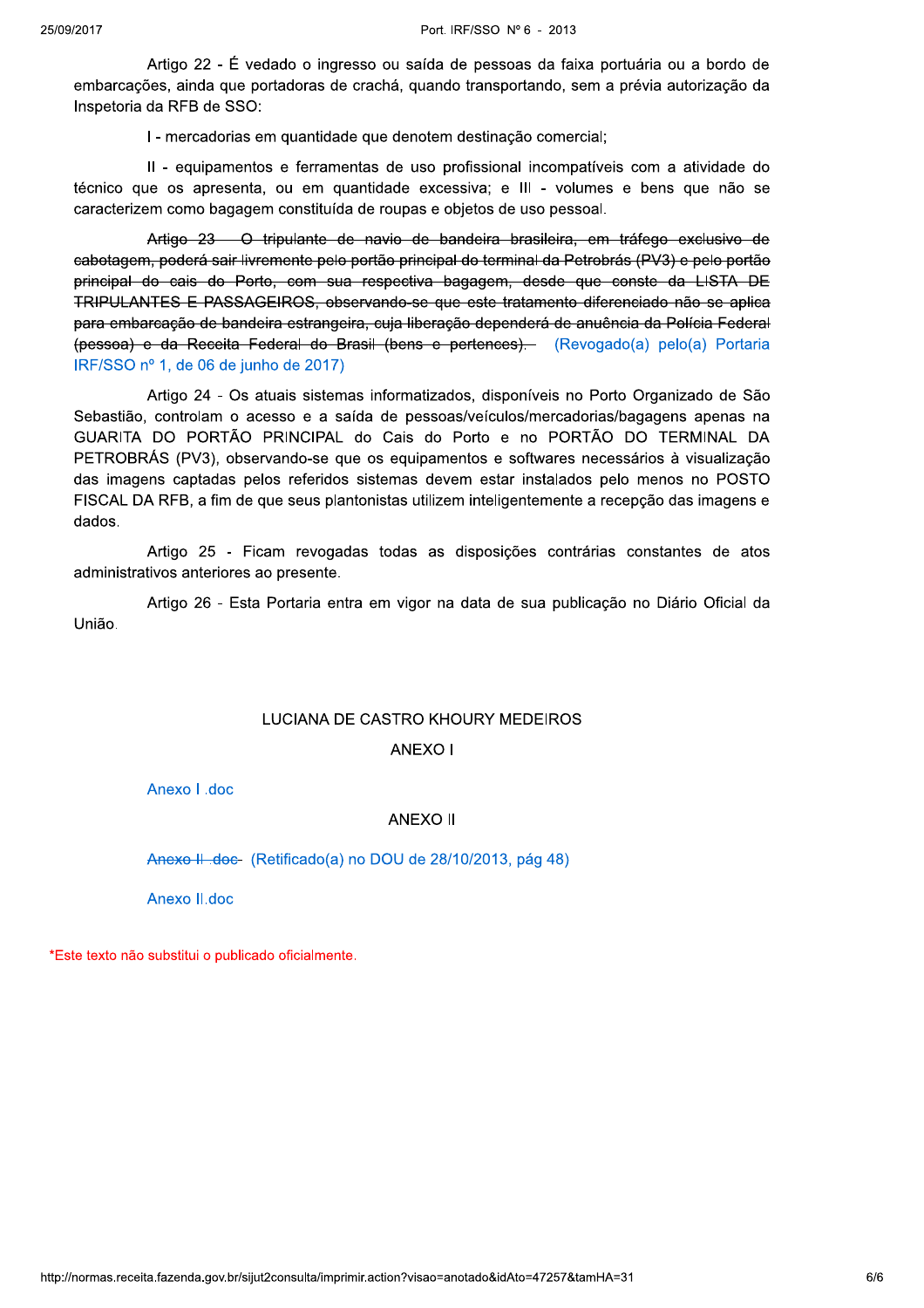Artigo 22 - É vedado o ingresso ou saída de pessoas da faixa portuária ou a bordo de embarcações, ainda que portadoras de crachá, quando transportando, sem a prévia autorização da Inspetoria da RFB de SSO:

I - mercadorias em quantidade que denotem destinação comercial;

II - equipamentos e ferramentas de uso profissional incompatíveis com a atividade do técnico que os apresenta, ou em quantidade excessiva; e III - volumes e bens que não se caracterizem como bagagem constituída de roupas e objetos de uso pessoal.

~~Artigo 23 - O tripulante de navio de bandeira brasileira, em tráfego exclusivo de cabotagem, poderá sair livremente pelo portão principal do terminal da Petrobrás (PV3) e pelo portão principal do cais do Porto, com sua respectiva bagagem, desde que conste da LISTA DE TRIPULANTES E PASSAGEIROS, observando-se que este tratamento diferenciado não se aplica para embarcação de bandeira estrangeira, cuja liberação dependerá de anuência da Polícia Federal (pessoa) e da Receita Federal do Brasil (bens e pertences).~~ (Revogado(a) pelo(a) Portaria IRF/SSO nº 1, de 06 de junho de 2017)

Artigo 24 - Os atuais sistemas informatizados, disponíveis no Porto Organizado de São Sebastião, controlam o acesso e a saída de pessoas/veículos/mercadorias/bagagens apenas na GUARITA DO PORTÃO PRINCIPAL do Cais do Porto e no PORTÃO DO TERMINAL DA PETROBRÁS (PV3), observando-se que os equipamentos e softwares necessários à visualização das imagens captadas pelos referidos sistemas devem estar instalados pelo menos no POSTO FISCAL DA RFB, a fim de que seus plantonistas utilizem inteligentemente a recepção das imagens e dados.

Artigo 25 - Ficam revogadas todas as disposições contrárias constantes de atos administrativos anteriores ao presente.

Artigo 26 - Esta Portaria entra em vigor na data de sua publicação no Diário Oficial da União.

LUCIANA DE CASTRO KHOURY MEDEIROS

ANEXO I

Anexo I .doc

ANEXO II

~~Anexo II .doc~~ (Retificado(a) no DOU de 28/10/2013, pág 48)

Anexo II.doc

*Este texto não substitui o publicado oficialmente.